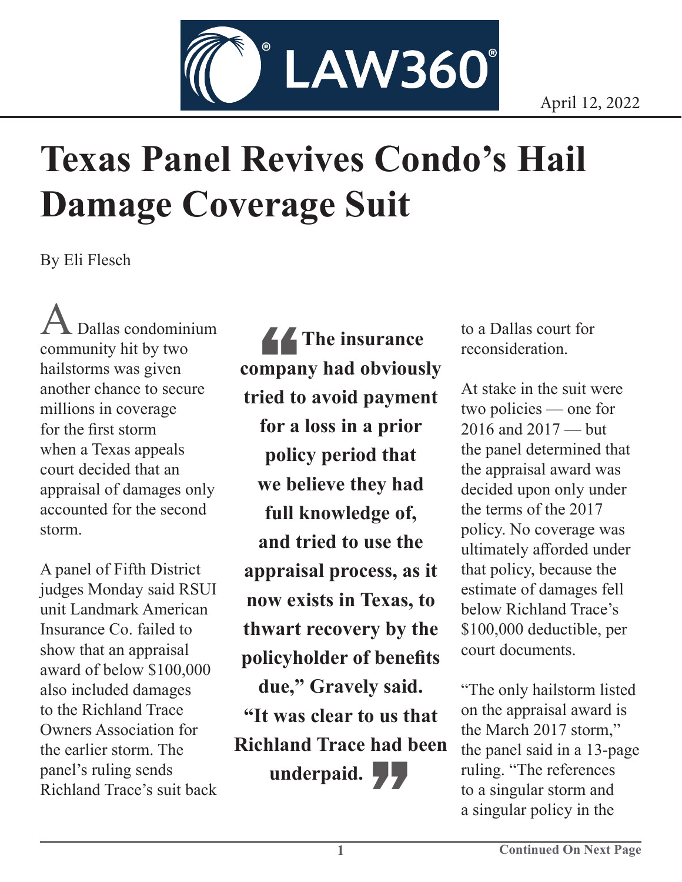April 12, 2022

# Texas Panel Revives Condo's Hail Damage Coverage Suit

By Eli Flesch

A Dallas condominium community hit by two hailstorms was given another chance to secure millions in coverage for the first storm when a Texas appeals court decided that an appraisal of damages only accounted for the second storm.

A panel of Fifth District judges Monday said RSUI unit Landmark American Insurance Co. failed to show that an appraisal award of below $100,000 also included damages to the Richland Trace Owners Association for the earlier storm. The panel's ruling sends Richland Trace's suit back to a Dallas court for reconsideration.

> **"The insurance company had obviously tried to avoid payment for a loss in a prior policy period that we believe they had full knowledge of, and tried to use the appraisal process, as it now exists in Texas, to thwart recovery by the policyholder of benefits due," Gravely said. "It was clear to us that Richland Trace had been underpaid."**

At stake in the suit were two policies — one for 2016 and 2017 — but the panel determined that the appraisal award was decided upon only under the terms of the 2017 policy. No coverage was ultimately afforded under that policy, because the estimate of damages fell below Richland Trace's $100,000 deductible, per court documents.

"The only hailstorm listed on the appraisal award is the March 2017 storm," the panel said in a 13-page ruling. "The references to a singular storm and a singular policy in the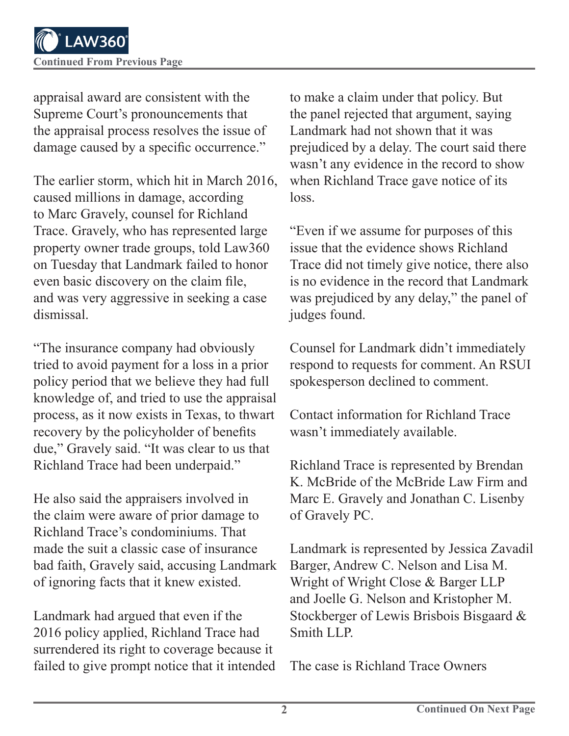appraisal award are consistent with the Supreme Court's pronouncements that the appraisal process resolves the issue of damage caused by a specific occurrence."

The earlier storm, which hit in March 2016, caused millions in damage, according to Marc Gravely, counsel for Richland Trace. Gravely, who has represented large property owner trade groups, told Law360 on Tuesday that Landmark failed to honor even basic discovery on the claim file, and was very aggressive in seeking a case dismissal.

"The insurance company had obviously tried to avoid payment for a loss in a prior policy period that we believe they had full knowledge of, and tried to use the appraisal process, as it now exists in Texas, to thwart recovery by the policyholder of benefits due," Gravely said. "It was clear to us that Richland Trace had been underpaid."

He also said the appraisers involved in the claim were aware of prior damage to Richland Trace's condominiums. That made the suit a classic case of insurance bad faith, Gravely said, accusing Landmark of ignoring facts that it knew existed.

Landmark had argued that even if the 2016 policy applied, Richland Trace had surrendered its right to coverage because it failed to give prompt notice that it intended to make a claim under that policy. But the panel rejected that argument, saying Landmark had not shown that it was prejudiced by a delay. The court said there wasn't any evidence in the record to show when Richland Trace gave notice of its loss.

"Even if we assume for purposes of this issue that the evidence shows Richland Trace did not timely give notice, there also is no evidence in the record that Landmark was prejudiced by any delay," the panel of judges found.

Counsel for Landmark didn't immediately respond to requests for comment. An RSUI spokesperson declined to comment.

Contact information for Richland Trace wasn't immediately available.

Richland Trace is represented by Brendan K. McBride of the McBride Law Firm and Marc E. Gravely and Jonathan C. Lisenby of Gravely PC.

Landmark is represented by Jessica Zavadil Barger, Andrew C. Nelson and Lisa M. Wright of Wright Close & Barger LLP and Joelle G. Nelson and Kristopher M. Stockberger of Lewis Brisbois Bisgaard & Smith LLP.

The case is Richland Trace Owners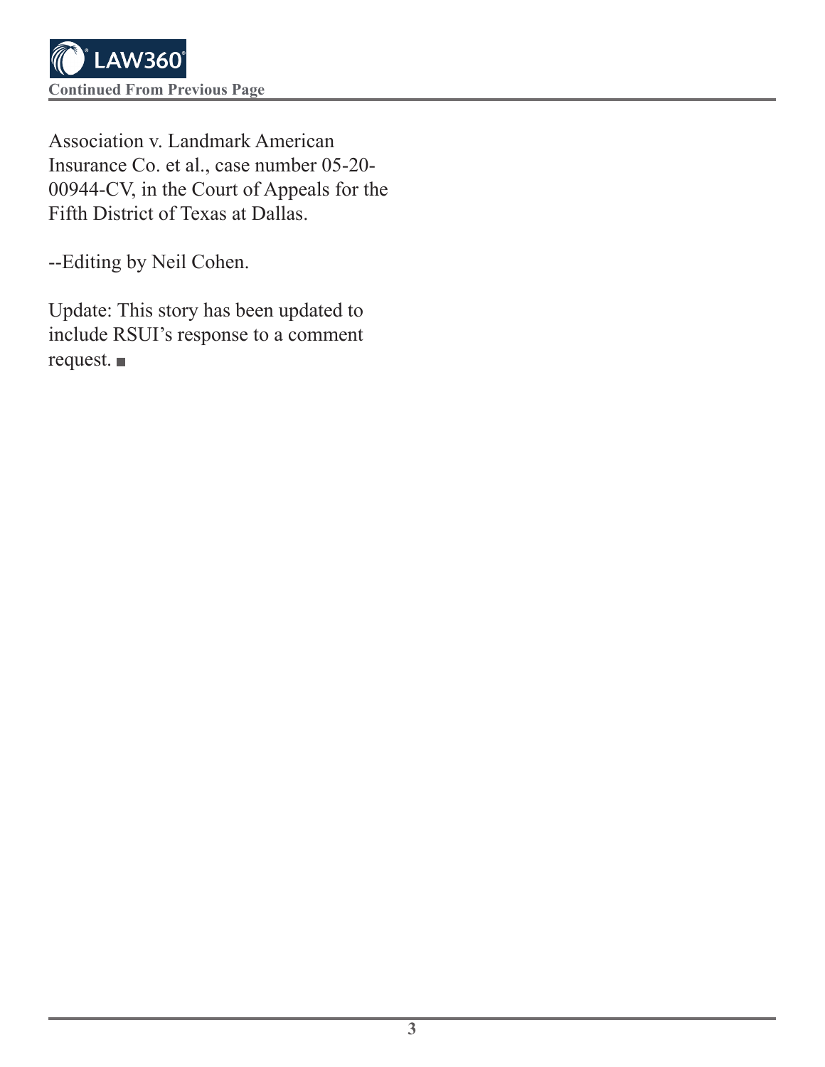Association v. Landmark American Insurance Co. et al., case number 05-20-00944-CV, in the Court of Appeals for the Fifth District of Texas at Dallas.

--Editing by Neil Cohen.

Update: This story has been updated to include RSUI's response to a comment request. ■